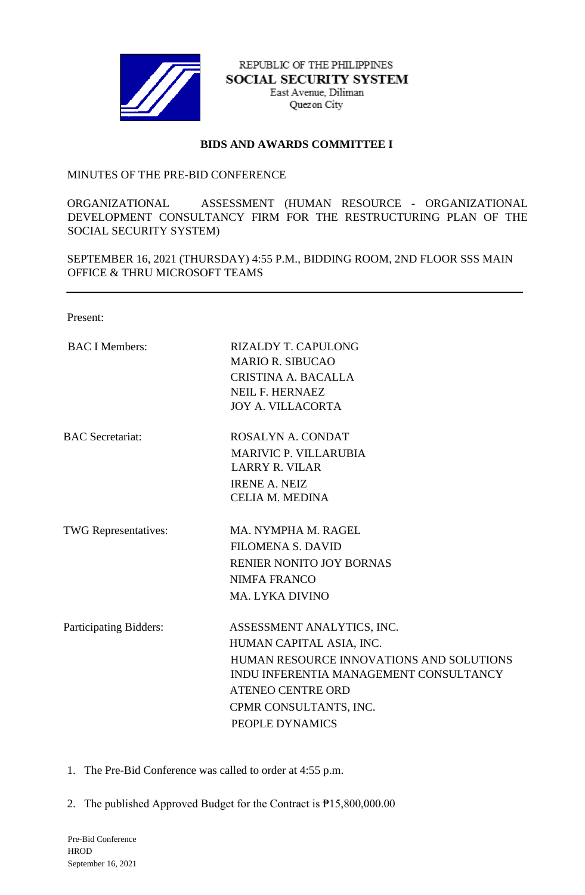REPUBLIC OF THE PHILIPPINES
**SOCIAL SECURITY SYSTEM**
East Avenue, Diliman
Quezon City

**BIDS AND AWARDS COMMITTEE I**

MINUTES OF THE PRE-BID CONFERENCE

ORGANIZATIONAL ASSESSMENT (HUMAN RESOURCE - ORGANIZATIONAL DEVELOPMENT CONSULTANCY FIRM FOR THE RESTRUCTURING PLAN OF THE SOCIAL SECURITY SYSTEM)

SEPTEMBER 16, 2021 (THURSDAY) 4:55 P.M., BIDDING ROOM, 2ND FLOOR SSS MAIN OFFICE & THRU MICROSOFT TEAMS

---

Present:

| | |
|---|---|
| BAC I Members: | RIZALDY T. CAPULONG<br>MARIO R. SIBUCAO<br>CRISTINA A. BACALLA<br>NEIL F. HERNAEZ<br>JOY A. VILLACORTA |
| BAC Secretariat: | ROSALYN A. CONDAT<br>MARIVIC P. VILLARUBIA<br>LARRY R. VILAR<br>IRENE A. NEIZ<br>CELIA M. MEDINA |
| TWG Representatives: | MA. NYMPHA M. RAGEL<br>FILOMENA S. DAVID<br>RENIER NONITO JOY BORNAS<br>NIMFA FRANCO<br>MA. LYKA DIVINO |
| Participating Bidders: | ASSESSMENT ANALYTICS, INC.<br>HUMAN CAPITAL ASIA, INC.<br>HUMAN RESOURCE INNOVATIONS AND SOLUTIONS<br>INDU INFERENTIA MANAGEMENT CONSULTANCY<br>ATENEO CENTRE ORD<br>CPMR CONSULTANTS, INC.<br>PEOPLE DYNAMICS |

1. The Pre-Bid Conference was called to order at 4:55 p.m.

2. The published Approved Budget for the Contract is ₱15,800,000.00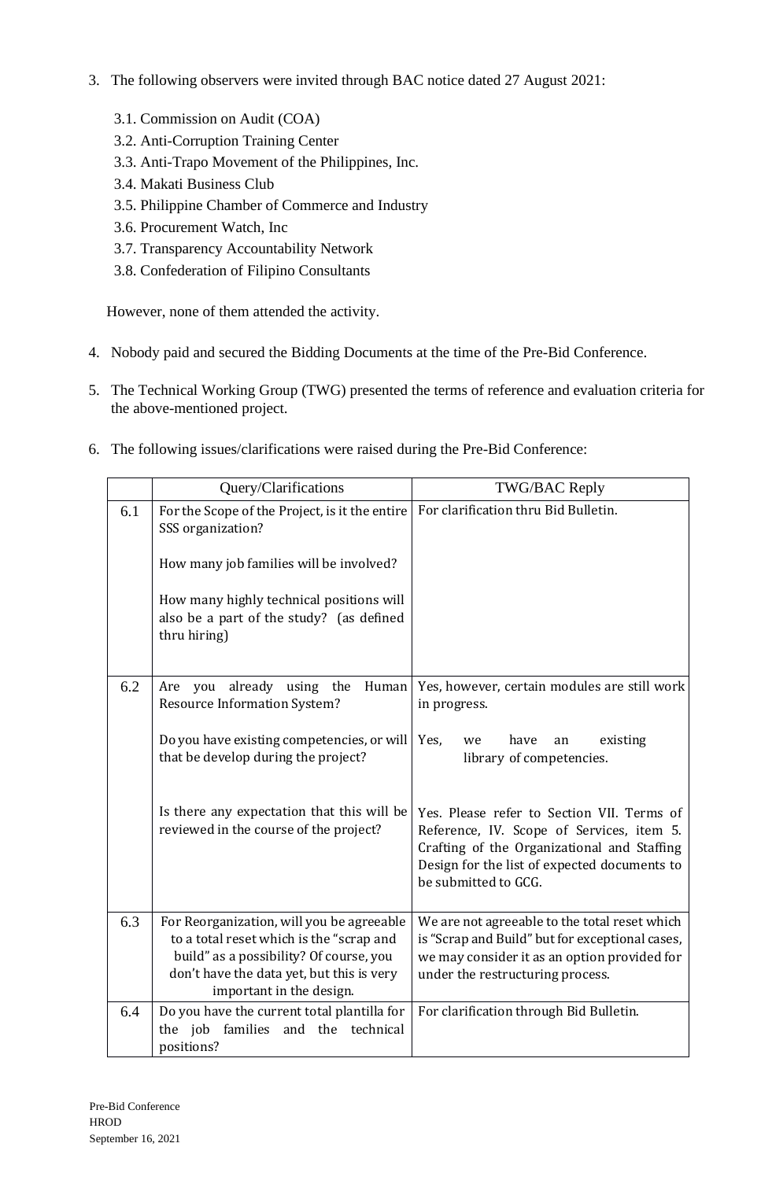3. The following observers were invited through BAC notice dated 27 August 2021:

   3.1. Commission on Audit (COA)
   3.2. Anti-Corruption Training Center
   3.3. Anti-Trapo Movement of the Philippines, Inc.
   3.4. Makati Business Club
   3.5. Philippine Chamber of Commerce and Industry
   3.6. Procurement Watch, Inc
   3.7. Transparency Accountability Network
   3.8. Confederation of Filipino Consultants

   However, none of them attended the activity.

4. Nobody paid and secured the Bidding Documents at the time of the Pre-Bid Conference.

5. The Technical Working Group (TWG) presented the terms of reference and evaluation criteria for the above-mentioned project.

6. The following issues/clarifications were raised during the Pre-Bid Conference:

| | Query/Clarifications | TWG/BAC Reply |
|---|---|---|
| 6.1 | For the Scope of the Project, is it the entire SSS organization?<br><br>How many job families will be involved?<br><br>How many highly technical positions will also be a part of the study? (as defined thru hiring) | For clarification thru Bid Bulletin. |
| 6.2 | Are you already using the Human Resource Information System?<br><br>Do you have existing competencies, or will that be develop during the project?<br><br>Is there any expectation that this will be reviewed in the course of the project? | Yes, however, certain modules are still work in progress.<br><br>Yes, we have an existing library of competencies.<br><br>Yes. Please refer to Section VII. Terms of Reference, IV. Scope of Services, item 5. Crafting of the Organizational and Staffing Design for the list of expected documents to be submitted to GCG. |
| 6.3 | For Reorganization, will you be agreeable to a total reset which is the "scrap and build" as a possibility? Of course, you don't have the data yet, but this is very important in the design. | We are not agreeable to the total reset which is "Scrap and Build" but for exceptional cases, we may consider it as an option provided for under the restructuring process. |
| 6.4 | Do you have the current total plantilla for the job families and the technical positions? | For clarification through Bid Bulletin. |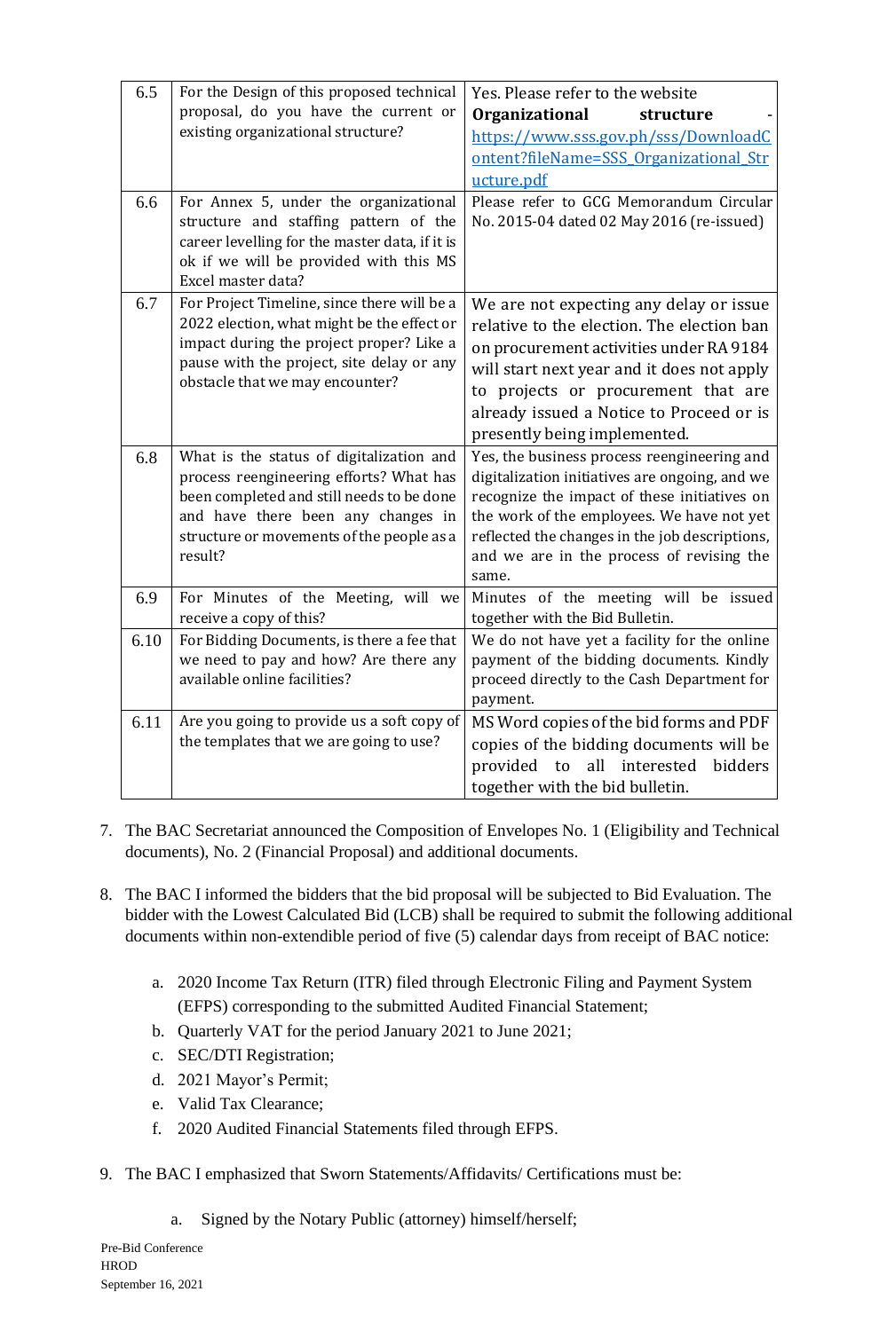| | | |
|---|---|---|
| 6.5 | For the Design of this proposed technical proposal, do you have the current or existing organizational structure? | Yes. Please refer to the website **Organizational structure** - https://www.sss.gov.ph/sss/DownloadContent?fileName=SSS_Organizational_Structure.pdf |
| 6.6 | For Annex 5, under the organizational structure and staffing pattern of the career levelling for the master data, if it is ok if we will be provided with this MS Excel master data? | Please refer to GCG Memorandum Circular No. 2015-04 dated 02 May 2016 (re-issued) |
| 6.7 | For Project Timeline, since there will be a 2022 election, what might be the effect or impact during the project proper? Like a pause with the project, site delay or any obstacle that we may encounter? | We are not expecting any delay or issue relative to the election. The election ban on procurement activities under RA 9184 will start next year and it does not apply to projects or procurement that are already issued a Notice to Proceed or is presently being implemented. |
| 6.8 | What is the status of digitalization and process reengineering efforts? What has been completed and still needs to be done and have there been any changes in structure or movements of the people as a result? | Yes, the business process reengineering and digitalization initiatives are ongoing, and we recognize the impact of these initiatives on the work of the employees. We have not yet reflected the changes in the job descriptions, and we are in the process of revising the same. |
| 6.9 | For Minutes of the Meeting, will we receive a copy of this? | Minutes of the meeting will be issued together with the Bid Bulletin. |
| 6.10 | For Bidding Documents, is there a fee that we need to pay and how? Are there any available online facilities? | We do not have yet a facility for the online payment of the bidding documents. Kindly proceed directly to the Cash Department for payment. |
| 6.11 | Are you going to provide us a soft copy of the templates that we are going to use? | MS Word copies of the bid forms and PDF copies of the bidding documents will be provided to all interested bidders together with the bid bulletin. |

7. The BAC Secretariat announced the Composition of Envelopes No. 1 (Eligibility and Technical documents), No. 2 (Financial Proposal) and additional documents.

8. The BAC I informed the bidders that the bid proposal will be subjected to Bid Evaluation. The bidder with the Lowest Calculated Bid (LCB) shall be required to submit the following additional documents within non-extendible period of five (5) calendar days from receipt of BAC notice:

   a. 2020 Income Tax Return (ITR) filed through Electronic Filing and Payment System (EFPS) corresponding to the submitted Audited Financial Statement;
   b. Quarterly VAT for the period January 2021 to June 2021;
   c. SEC/DTI Registration;
   d. 2021 Mayor's Permit;
   e. Valid Tax Clearance;
   f. 2020 Audited Financial Statements filed through EFPS.

9. The BAC I emphasized that Sworn Statements/Affidavits/ Certifications must be:

   a. Signed by the Notary Public (attorney) himself/herself;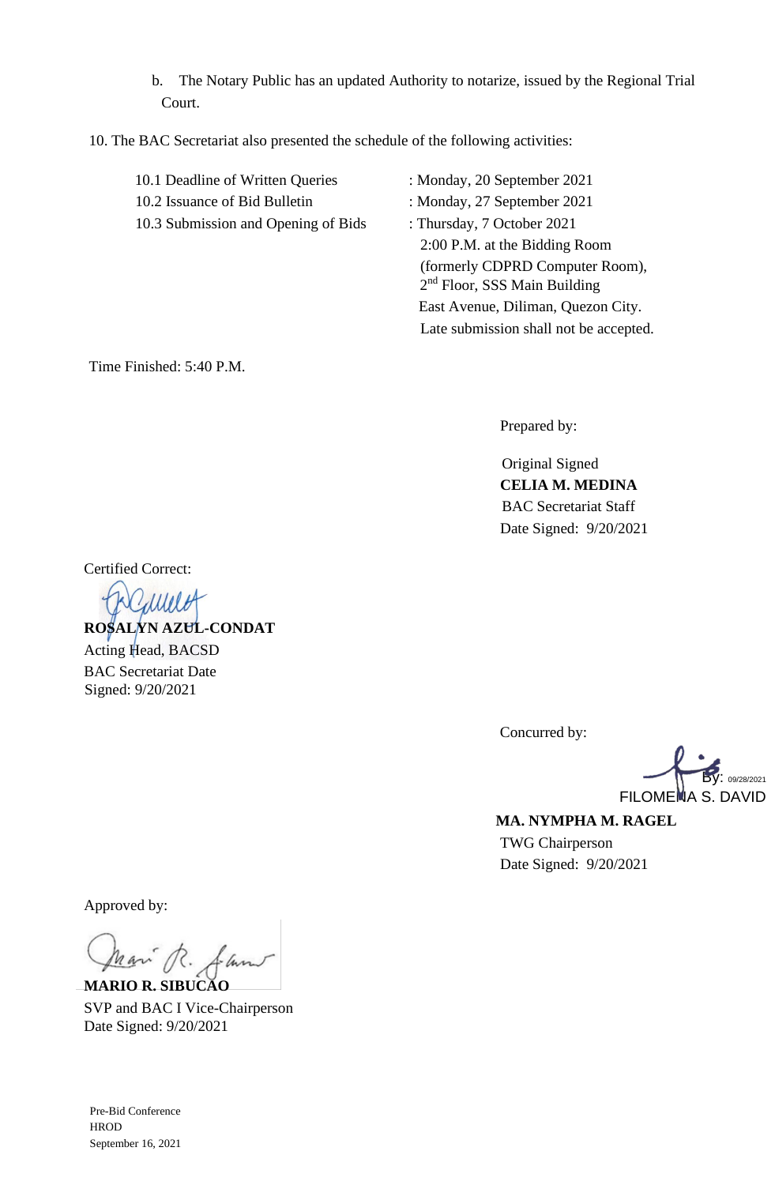b. The Notary Public has an updated Authority to notarize, issued by the Regional Trial Court.

10. The BAC Secretariat also presented the schedule of the following activities:

| | |
|---|---|
| 10.1 Deadline of Written Queries | : Monday, 20 September 2021 |
| 10.2 Issuance of Bid Bulletin | : Monday, 27 September 2021 |
| 10.3 Submission and Opening of Bids | : Thursday, 7 October 2021 2:00 P.M. at the Bidding Room (formerly CDPRD Computer Room), 2nd Floor, SSS Main Building East Avenue, Diliman, Quezon City. Late submission shall not be accepted. |

Time Finished: 5:40 P.M.

Prepared by:

Original Signed
**CELIA M. MEDINA**
BAC Secretariat Staff
Date Signed: 9/20/2021

Certified Correct:

**ROSALYN AZUL-CONDAT**
Acting Head, BACSD
BAC Secretariat Date
Signed: 9/20/2021

Concurred by:

By: 09/28/2021
FILOMENA S. DAVID

**MA. NYMPHA M. RAGEL**
TWG Chairperson
Date Signed: 9/20/2021

Approved by:

**MARIO R. SIBUCAO**
SVP and BAC I Vice-Chairperson
Date Signed: 9/20/2021

Pre-Bid Conference
HROD
September 16, 2021